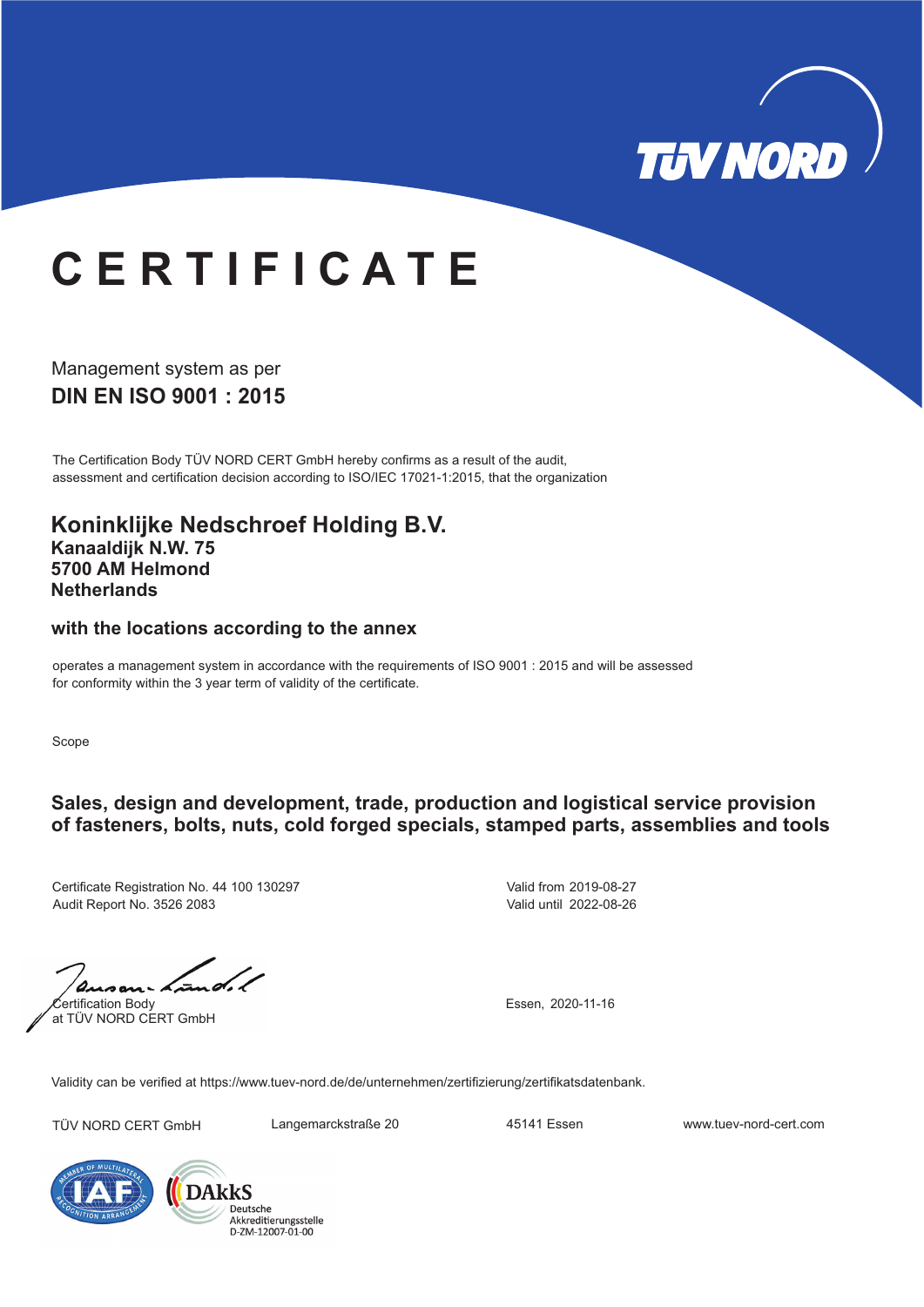# CERTIFICATE

Management system as per

**DIN EN ISO 9001 : 2015**

The Certification Body TÜV NORD CERT GmbH hereby confirms as a result of the audit, assessment and certification decision according to ISO/IEC 17021-1:2015, that the organization

## Koninklijke Nedschroef Holding B.V.

**Kanaaldijk N.W. 75**
**5700 AM Helmond**
**Netherlands**

**with the locations according to the annex**

operates a management system in accordance with the requirements of ISO 9001 : 2015 and will be assessed for conformity within the 3 year term of validity of the certificate.

Scope

**Sales, design and development, trade, production and logistical service provision of fasteners, bolts, nuts, cold forged specials, stamped parts, assemblies and tools**

Certificate Registration No. 44 100 130297
Audit Report No. 3526 2083

Valid from 2019-08-27
Valid until 2022-08-26

Certification Body
at TÜV NORD CERT GmbH

Essen, 2020-11-16

Validity can be verified at https://www.tuev-nord.de/de/unternehmen/zertifizierung/zertifikatsdatenbank.

TÜV NORD CERT GmbH    Langemarckstraße 20    45141 Essen    www.tuev-nord-cert.com

DAkkS Deutsche Akkreditierungsstelle D-ZM-12007-01-00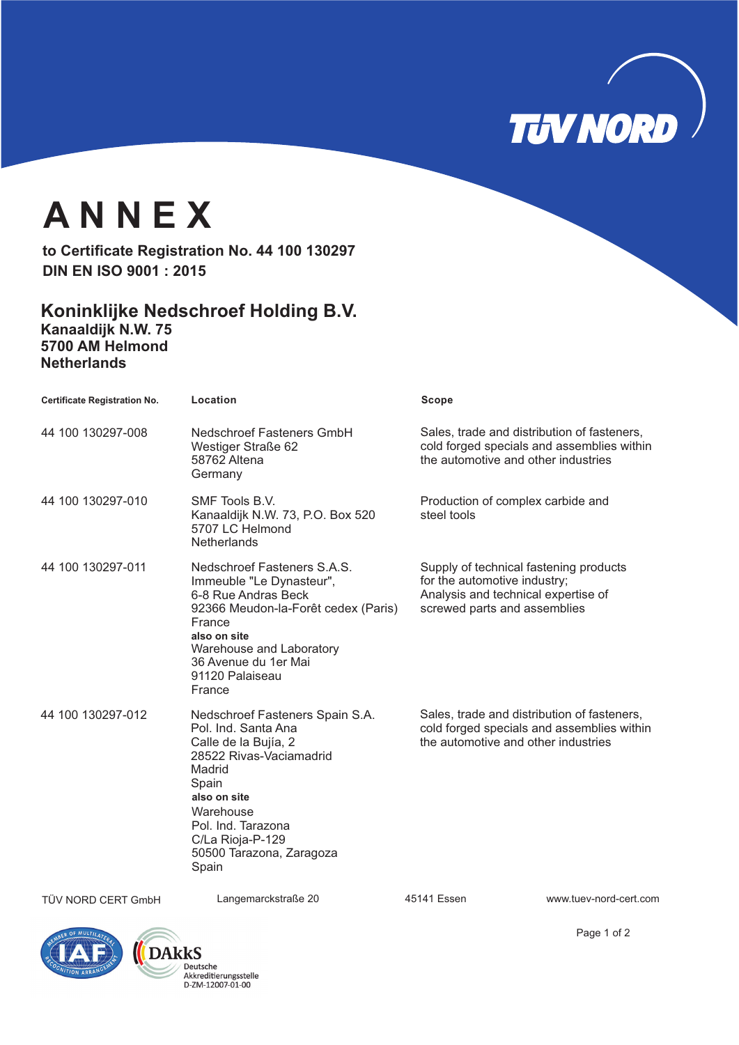# ANNEX

**to Certificate Registration No. 44 100 130297**
**DIN EN ISO 9001 : 2015**

## Koninklijke Nedschroef Holding B.V.

**Kanaaldijk N.W. 75**
**5700 AM Helmond**
**Netherlands**

| Certificate Registration No. | Location | Scope |
|---|---|---|
| 44 100 130297-008 | Nedschroef Fasteners GmbH<br>Westiger Straße 62<br>58762 Altena<br>Germany | Sales, trade and distribution of fasteners, cold forged specials and assemblies within the automotive and other industries |
| 44 100 130297-010 | SMF Tools B.V.<br>Kanaaldijk N.W. 73, P.O. Box 520<br>5707 LC Helmond<br>Netherlands | Production of complex carbide and steel tools |
| 44 100 130297-011 | Nedschroef Fasteners S.A.S.<br>Immeuble "Le Dynasteur",<br>6-8 Rue Andras Beck<br>92366 Meudon-la-Forêt cedex (Paris)<br>France<br>**also on site**<br>Warehouse and Laboratory<br>36 Avenue du 1er Mai<br>91120 Palaiseau<br>France | Supply of technical fastening products for the automotive industry;<br>Analysis and technical expertise of screwed parts and assemblies |
| 44 100 130297-012 | Nedschroef Fasteners Spain S.A.<br>Pol. Ind. Santa Ana<br>Calle de la Bujía, 2<br>28522 Rivas-Vaciamadrid<br>Madrid<br>Spain<br>**also on site**<br>Warehouse<br>Pol. Ind. Tarazona<br>C/La Rioja-P-129<br>50500 Tarazona, Zaragoza<br>Spain | Sales, trade and distribution of fasteners, cold forged specials and assemblies within the automotive and other industries |

TÜV NORD CERT GmbH Langemarckstraße 20 45141 Essen www.tuev-nord-cert.com

DAkkS Deutsche Akkreditierungsstelle D-ZM-12007-01-00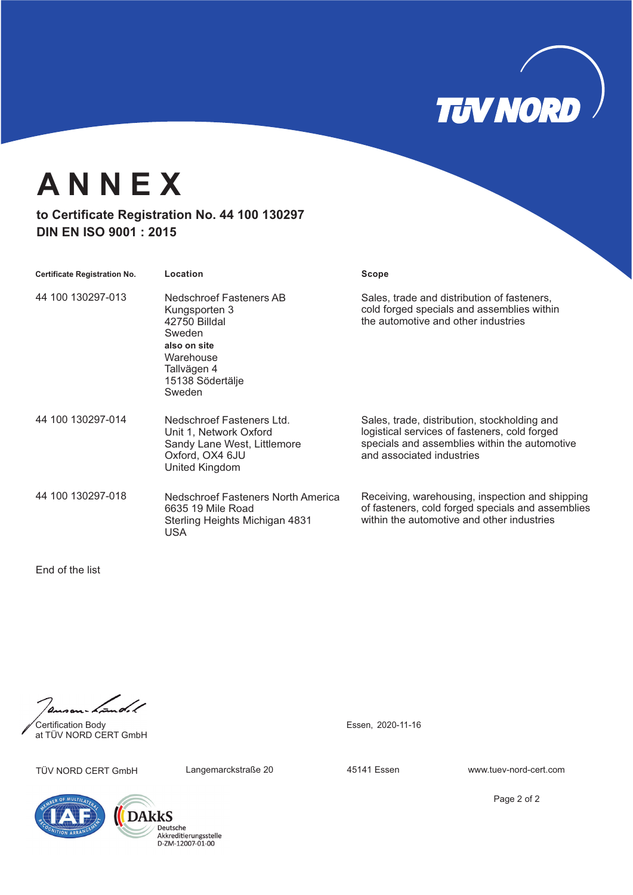# ANNEX

**to Certificate Registration No. 44 100 130297**
**DIN EN ISO 9001 : 2015**

| Certificate Registration No. | Location | Scope |
|---|---|---|
| 44 100 130297-013 | Nedschroef Fasteners AB<br>Kungsporten 3<br>42750 Billdal<br>Sweden<br>**also on site**<br>Warehouse<br>Tallvägen 4<br>15138 Södertälje<br>Sweden | Sales, trade and distribution of fasteners, cold forged specials and assemblies within the automotive and other industries |
| 44 100 130297-014 | Nedschroef Fasteners Ltd.<br>Unit 1, Network Oxford<br>Sandy Lane West, Littlemore<br>Oxford, OX4 6JU<br>United Kingdom | Sales, trade, distribution, stockholding and logistical services of fasteners, cold forged specials and assemblies within the automotive and associated industries |
| 44 100 130297-018 | Nedschroef Fasteners North America<br>6635 19 Mile Road<br>Sterling Heights Michigan 4831<br>USA | Receiving, warehousing, inspection and shipping of fasteners, cold forged specials and assemblies within the automotive and other industries |

End of the list

Certification Body
at TÜV NORD CERT GmbH

Essen, 2020-11-16

TÜV NORD CERT GmbH    Langemarckstraße 20    45141 Essen    www.tuev-nord-cert.com

DAkkS Deutsche Akkreditierungsstelle D-ZM-12007-01-00